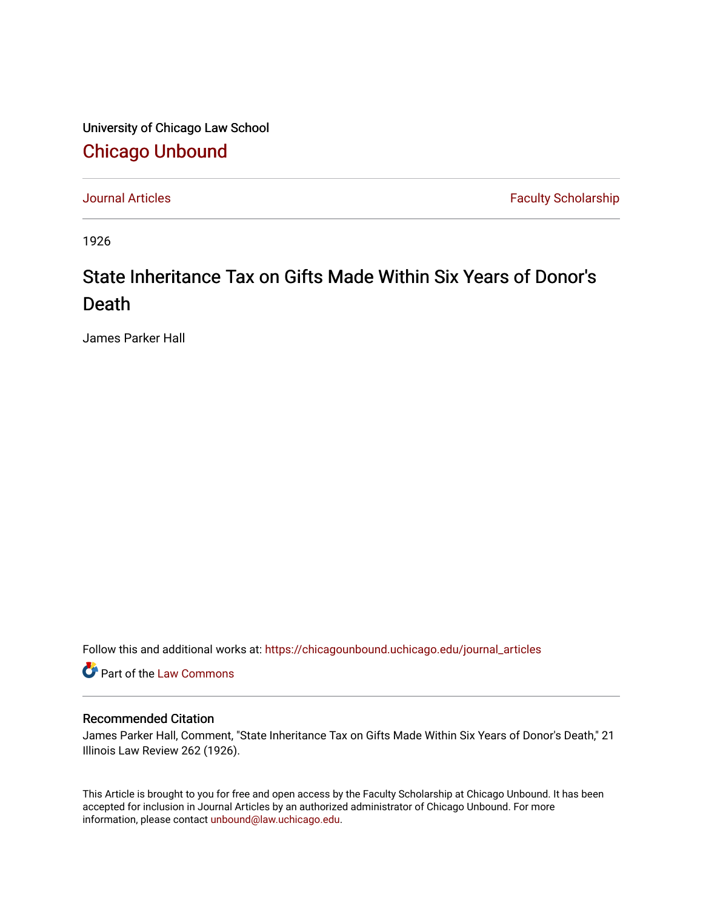University of Chicago Law School

Chicago Unbound

Journal Articles | Faculty Scholarship

1926

# State Inheritance Tax on Gifts Made Within Six Years of Donor's Death

James Parker Hall

Follow this and additional works at: https://chicagounbound.uchicago.edu/journal_articles

Part of the Law Commons

## Recommended Citation

James Parker Hall, Comment, "State Inheritance Tax on Gifts Made Within Six Years of Donor's Death," 21 Illinois Law Review 262 (1926).

This Article is brought to you for free and open access by the Faculty Scholarship at Chicago Unbound. It has been accepted for inclusion in Journal Articles by an authorized administrator of Chicago Unbound. For more information, please contact unbound@law.uchicago.edu.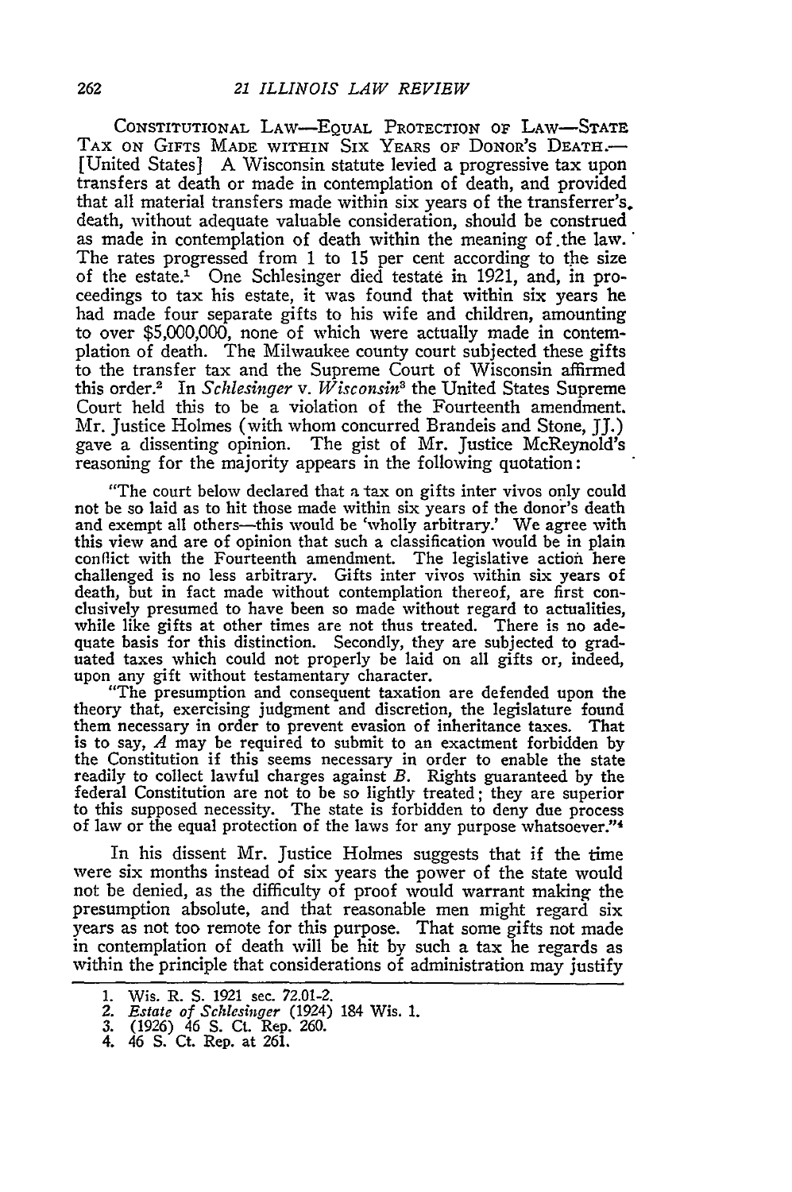CONSTITUTIONAL LAW—EQUAL PROTECTION OF LAW—STATE TAX ON GIFTS MADE WITHIN SIX YEARS OF DONOR'S DEATH.—[United States] A Wisconsin statute levied a progressive tax upon transfers at death or made in contemplation of death, and provided that all material transfers made within six years of the transferrer's death, without adequate valuable consideration, should be construed as made in contemplation of death within the meaning of the law. The rates progressed from 1 to 15 per cent according to the size of the estate.[1] One Schlesinger died testate in 1921, and, in proceedings to tax his estate, it was found that within six years he had made four separate gifts to his wife and children, amounting to over $5,000,000, none of which were actually made in contemplation of death. The Milwaukee county court subjected these gifts to the transfer tax and the Supreme Court of Wisconsin affirmed this order.[2] In *Schlesinger* v. *Wisconsin*[3] the United States Supreme Court held this to be a violation of the Fourteenth amendment. Mr. Justice Holmes (with whom concurred Brandeis and Stone, JJ.) gave a dissenting opinion. The gist of Mr. Justice McReynold's reasoning for the majority appears in the following quotation:

> "The court below declared that a tax on gifts inter vivos only could not be so laid as to hit those made within six years of the donor's death and exempt all others—this would be 'wholly arbitrary.' We agree with this view and are of opinion that such a classification would be in plain conflict with the Fourteenth amendment. The legislative action here challenged is no less arbitrary. Gifts inter vivos within six years of death, but in fact made without contemplation thereof, are first conclusively presumed to have been so made without regard to actualities, while like gifts at other times are not thus treated. There is no adequate basis for this distinction. Secondly, they are subjected to graduated taxes which could not properly be laid on all gifts or, indeed, upon any gift without testamentary character.
>
> "The presumption and consequent taxation are defended upon the theory that, exercising judgment and discretion, the legislature found them necessary in order to prevent evasion of inheritance taxes. That is to say, *A* may be required to submit to an exactment forbidden by the Constitution if this seems necessary in order to enable the state readily to collect lawful charges against *B*. Rights guaranteed by the federal Constitution are not to be so lightly treated; they are superior to this supposed necessity. The state is forbidden to deny due process of law or the equal protection of the laws for any purpose whatsoever."[4]

In his dissent Mr. Justice Holmes suggests that if the time were six months instead of six years the power of the state would not be denied, as the difficulty of proof would warrant making the presumption absolute, and that reasonable men might regard six years as not too remote for this purpose. That some gifts not made in contemplation of death will be hit by such a tax he regards as within the principle that considerations of administration may justify

---

1. Wis. R. S. 1921 sec. 72.01-2.
2. *Estate of Schlesinger* (1924) 184 Wis. 1.
3. (1926) 46 S. Ct. Rep. 260.
4. 46 S. Ct. Rep. at 261.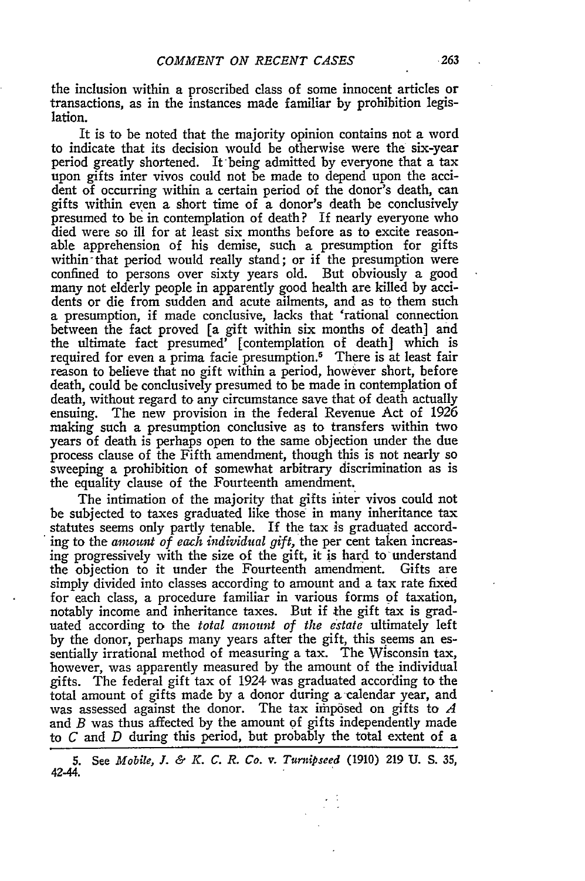the inclusion within a proscribed class of some innocent articles or transactions, as in the instances made familiar by prohibition legislation.

It is to be noted that the majority opinion contains not a word to indicate that its decision would be otherwise were the six-year period greatly shortened. It being admitted by everyone that a tax upon gifts inter vivos could not be made to depend upon the accident of occurring within a certain period of the donor's death, can gifts within even a short time of a donor's death be conclusively presumed to be in contemplation of death? If nearly everyone who died were so ill for at least six months before as to excite reasonable apprehension of his demise, such a presumption for gifts within that period would really stand; or if the presumption were confined to persons over sixty years old. But obviously a good many not elderly people in apparently good health are killed by accidents or die from sudden and acute ailments, and as to them such a presumption, if made conclusive, lacks that 'rational connection between the fact proved [a gift within six months of death] and the ultimate fact presumed' [contemplation of death] which is required for even a prima facie presumption.[5] There is at least fair reason to believe that no gift within a period, however short, before death, could be conclusively presumed to be made in contemplation of death, without regard to any circumstance save that of death actually ensuing. The new provision in the federal Revenue Act of 1926 making such a presumption conclusive as to transfers within two years of death is perhaps open to the same objection under the due process clause of the Fifth amendment, though this is not nearly so sweeping a prohibition of somewhat arbitrary discrimination as is the equality clause of the Fourteenth amendment.

The intimation of the majority that gifts inter vivos could not be subjected to taxes graduated like those in many inheritance tax statutes seems only partly tenable. If the tax is graduated according to the *amount of each individual gift,* the per cent taken increasing progressively with the size of the gift, it is hard to understand the objection to it under the Fourteenth amendment. Gifts are simply divided into classes according to amount and a tax rate fixed for each class, a procedure familiar in various forms of taxation, notably income and inheritance taxes. But if the gift tax is graduated according to the *total amount of the estate* ultimately left by the donor, perhaps many years after the gift, this seems an essentially irrational method of measuring a tax. The Wisconsin tax, however, was apparently measured by the amount of the individual gifts. The federal gift tax of 1924 was graduated according to the total amount of gifts made by a donor during a calendar year, and was assessed against the donor. The tax imposed on gifts to *A* and *B* was thus affected by the amount of gifts independently made to *C* and *D* during this period, but probably the total extent of a

---

5. See *Mobile, J. & K. C. R. Co.* v. *Turnipseed* (1910) 219 U. S. 35, 42-44.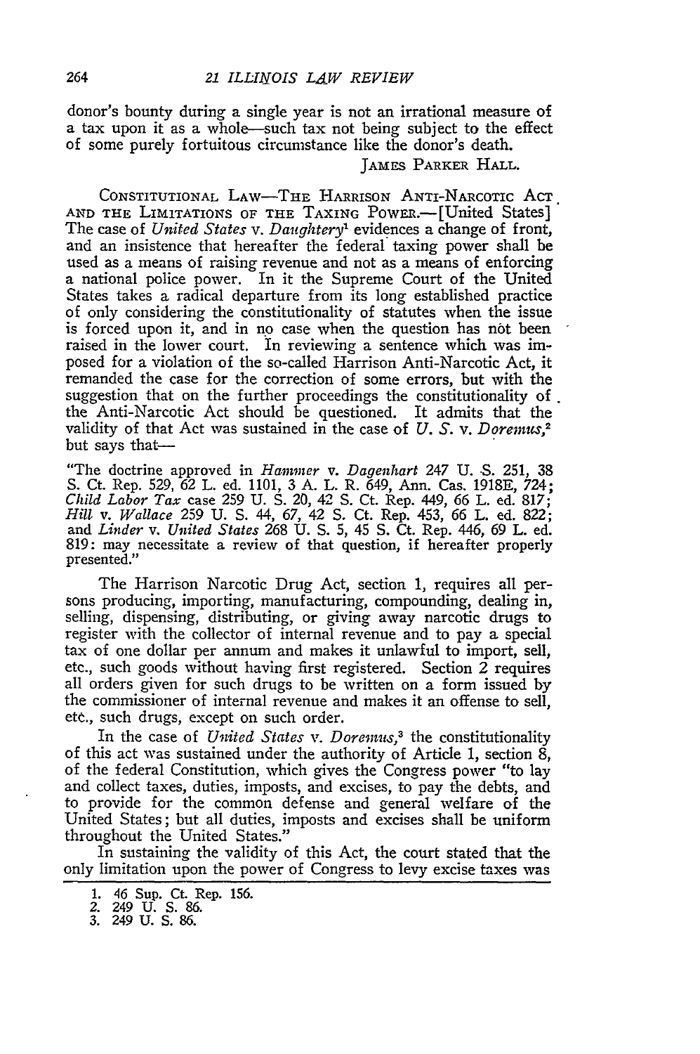donor's bounty during a single year is not an irrational measure of a tax upon it as a whole—such tax not being subject to the effect of some purely fortuitous circumstance like the donor's death.

JAMES PARKER HALL.

CONSTITUTIONAL LAW—THE HARRISON ANTI-NARCOTIC ACT AND THE LIMITATIONS OF THE TAXING POWER.—[United States] The case of *United States* v. *Daughtery*[1] evidences a change of front, and an insistence that hereafter the federal taxing power shall be used as a means of raising revenue and not as a means of enforcing a national police power. In it the Supreme Court of the United States takes a radical departure from its long established practice of only considering the constitutionality of statutes when the issue is forced upon it, and in no case when the question has not been raised in the lower court. In reviewing a sentence which was imposed for a violation of the so-called Harrison Anti-Narcotic Act, it remanded the case for the correction of some errors, but with the suggestion that on the further proceedings the constitutionality of the Anti-Narcotic Act should be questioned. It admits that the validity of that Act was sustained in the case of *U. S.* v. *Doremus*,[2] but says that—

"The doctrine approved in *Hammer* v. *Dagenhart* 247 U. S. 251, 38 S. Ct. Rep. 529, 62 L. ed. 1101, 3 A. L. R. 649, Ann. Cas. 1918E, 724; *Child Labor Tax* case 259 U. S. 20, 42 S. Ct. Rep. 449, 66 L. ed. 817; *Hill* v. *Wallace* 259 U. S. 44, 67, 42 S. Ct. Rep. 453, 66 L. ed. 822; and *Linder* v. *United States* 268 U. S. 5, 45 S. Ct. Rep. 446, 69 L. ed. 819: may necessitate a review of that question, if hereafter properly presented."

The Harrison Narcotic Drug Act, section 1, requires all persons producing, importing, manufacturing, compounding, dealing in, selling, dispensing, distributing, or giving away narcotic drugs to register with the collector of internal revenue and to pay a special tax of one dollar per annum and makes it unlawful to import, sell, etc., such goods without having first registered. Section 2 requires all orders given for such drugs to be written on a form issued by the commissioner of internal revenue and makes it an offense to sell, etc., such drugs, except on such order.

In the case of *United States* v. *Doremus*,[3] the constitutionality of this act was sustained under the authority of Article 1, section 8, of the federal Constitution, which gives the Congress power "to lay and collect taxes, duties, imposts, and excises, to pay the debts, and to provide for the common defense and general welfare of the United States; but all duties, imposts and excises shall be uniform throughout the United States."

In sustaining the validity of this Act, the court stated that the only limitation upon the power of Congress to levy excise taxes was

1. 46 Sup. Ct. Rep. 156.
2. 249 U. S. 86.
3. 249 U. S. 86.